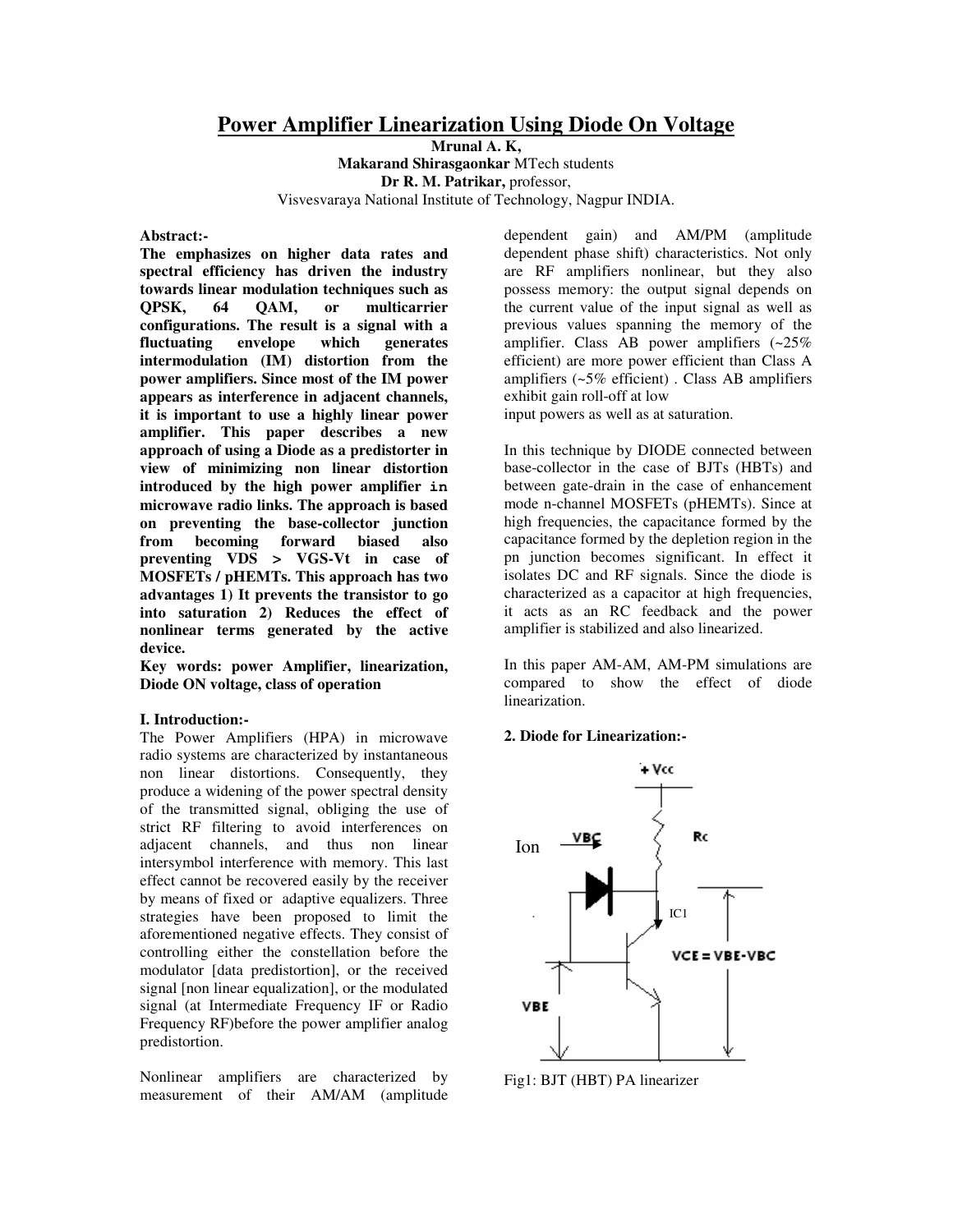# Power Amplifier Linearization Using Diode On Voltage

**Mrunal A. K,**
**Makarand Shirasgaonkar** MTech students
**Dr R. M. Patrikar,** professor,
Visvesvaraya National Institute of Technology, Nagpur INDIA.

**Abstract:-**

**The emphasizes on higher data rates and spectral efficiency has driven the industry towards linear modulation techniques such as QPSK, 64 QAM, or multicarrier configurations. The result is a signal with a fluctuating envelope which generates intermodulation (IM) distortion from the power amplifiers. Since most of the IM power appears as interference in adjacent channels, it is important to use a highly linear power amplifier. This paper describes a new approach of using a Diode as a predistorter in view of minimizing non linear distortion introduced by the high power amplifier in microwave radio links. The approach is based on preventing the base-collector junction from becoming forward biased also preventing VDS > VGS-Vt in case of MOSFETs / pHEMTs. This approach has two advantages 1) It prevents the transistor to go into saturation 2) Reduces the effect of nonlinear terms generated by the active device.**

**Key words: power Amplifier, linearization, Diode ON voltage, class of operation**

## I. Introduction:-

The Power Amplifiers (HPA) in microwave radio systems are characterized by instantaneous non linear distortions. Consequently, they produce a widening of the power spectral density of the transmitted signal, obliging the use of strict RF filtering to avoid interferences on adjacent channels, and thus non linear intersymbol interference with memory. This last effect cannot be recovered easily by the receiver by means of fixed or adaptive equalizers. Three strategies have been proposed to limit the aforementioned negative effects. They consist of controlling either the constellation before the modulator [data predistortion], or the received signal [non linear equalization], or the modulated signal (at Intermediate Frequency IF or Radio Frequency RF)before the power amplifier analog predistortion.

Nonlinear amplifiers are characterized by measurement of their AM/AM (amplitude dependent gain) and AM/PM (amplitude dependent phase shift) characteristics. Not only are RF amplifiers nonlinear, but they also possess memory: the output signal depends on the current value of the input signal as well as previous values spanning the memory of the amplifier. Class AB power amplifiers (~25% efficient) are more power efficient than Class A amplifiers (~5% efficient) . Class AB amplifiers exhibit gain roll-off at low
input powers as well as at saturation.

In this technique by DIODE connected between base-collector in the case of BJTs (HBTs) and between gate-drain in the case of enhancement mode n-channel MOSFETs (pHEMTs). Since at high frequencies, the capacitance formed by the capacitance formed by the depletion region in the pn junction becomes significant. In effect it isolates DC and RF signals. Since the diode is characterized as a capacitor at high frequencies, it acts as an RC feedback and the power amplifier is stabilized and also linearized.

In this paper AM-AM, AM-PM simulations are compared to show the effect of diode linearization.

## 2. Diode for Linearization:-

Ion VBC +Vcc Rc IC1 VCE = VBE-VBC VBE

Fig1: BJT (HBT) PA linearizer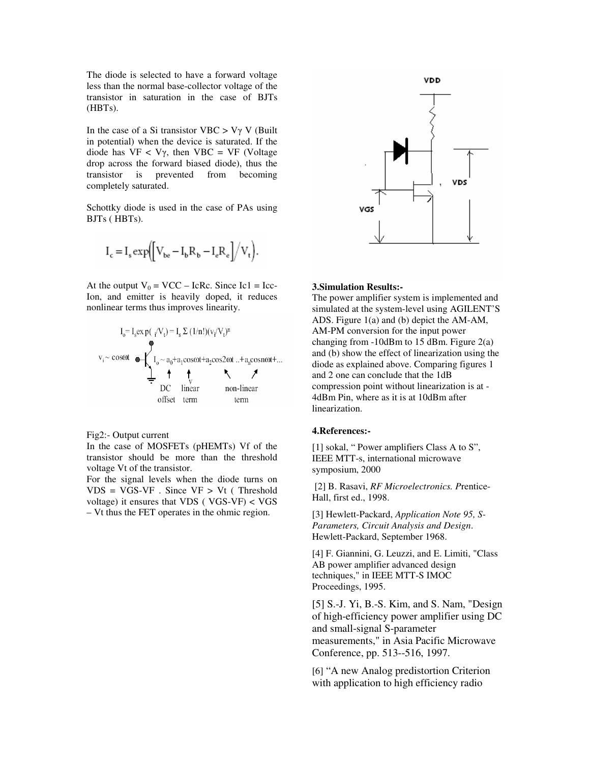The diode is selected to have a forward voltage less than the normal base-collector voltage of the transistor in saturation in the case of BJTs (HBTs).

In the case of a Si transistor $VBC > V\gamma$ V (Built in potential) when the device is saturated. If the diode has $VF < V\gamma$, then VBC = VF (Voltage drop across the forward biased diode), thus the transistor is prevented from becoming completely saturated.

Schottky diode is used in the case of PAs using BJTs ( HBTs).

$$I_c = I_s \exp\left(\left[V_{be} - I_b R_b - I_e R_e\right] / V_t\right).$$

At the output $V_0$ = VCC – IcRc. Since Ic1 = Icc-Ion, and emitter is heavily doped, it reduces nonlinear terms thus improves linearity.

$$I_o = I_s \exp(v_i/V_t) = I_s \Sigma (1/n!)(v_i/V_t)^n$$

$v_i \sim \cos\omega t$ — $I_o \sim a_0 + a_1\cos\omega t + a_2\cos 2\omega t \ldots + a_n \cos n\omega t + \ldots$

DC offset — linear term — non-linear term

Fig2:- Output current

In the case of MOSFETs (pHEMTs) Vf of the transistor should be more than the threshold voltage Vt of the transistor.

For the signal levels when the diode turns on VDS = VGS-VF . Since VF > Vt ( Threshold voltage) it ensures that VDS ( VGS-VF) < VGS – Vt thus the FET operates in the ohmic region.

VDD

VDS

VGS

## 3.Simulation Results:-

The power amplifier system is implemented and simulated at the system-level using AGILENT'S ADS. Figure 1(a) and (b) depict the AM-AM, AM-PM conversion for the input power changing from -10dBm to 15 dBm. Figure 2(a) and (b) show the effect of linearization using the diode as explained above. Comparing figures 1 and 2 one can conclude that the 1dB compression point without linearization is at -4dBm Pin, where as it is at 10dBm after linearization.

## 4.References:-

[1] sokal, " Power amplifiers Class A to S", IEEE MTT-s, international microwave symposium, 2000

[2] B. Rasavi, *RF Microelectronics. P*rentice-Hall, first ed., 1998.

[3] Hewlett-Packard, *Application Note 95, S-Parameters, Circuit Analysis and Design*. Hewlett-Packard, September 1968.

[4] F. Giannini, G. Leuzzi, and E. Limiti, "Class AB power amplifier advanced design techniques," in IEEE MTT-S IMOC Proceedings, 1995.

[5] S.-J. Yi, B.-S. Kim, and S. Nam, "Design of high-efficiency power amplifier using DC and small-signal S-parameter measurements," in Asia Pacific Microwave Conference, pp. 513--516, 1997.

[6] "A new Analog predistortion Criterion with application to high efficiency radio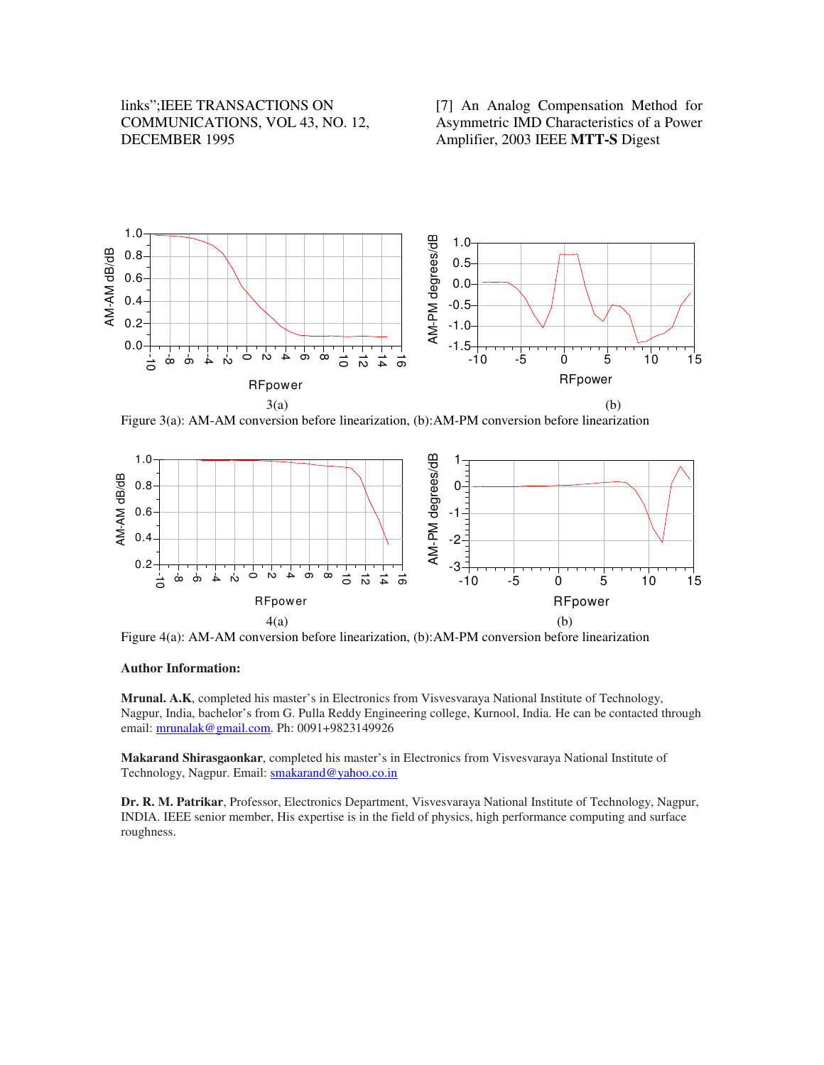links";IEEE TRANSACTIONS ON COMMUNICATIONS, VOL 43, NO. 12, DECEMBER 1995

[7] An Analog Compensation Method for Asymmetric IMD Characteristics of a Power Amplifier, 2003 IEEE **MTT-S** Digest

AM-AM dB/dB
1.0
0.8
0.6
0.4
0.2
0.0
-10 -8 -6 -4 -2 0 2 4 6 8 10 12 14 16
RFpower

AM-PM degrees/dB
1.0
0.5
0.0
-0.5
-1.0
-1.5
-10 -5 0 5 10 15
RFpower

3(a) (b)

Figure 3(a): AM-AM conversion before linearization, (b):AM-PM conversion before linearization

AM-AM dB/dB
1.0
0.8
0.6
0.4
0.2
-10 -8 -6 -4 -2 0 2 4 6 8 10 12 14 16
RFpower

AM-PM degrees/dB
1
0
-1
-2
-3
-10 -5 0 5 10 15
RFpower

4(a) (b)

Figure 4(a): AM-AM conversion before linearization, (b):AM-PM conversion before linearization

**Author Information:**

**Mrunal. A.K**, completed his master's in Electronics from Visvesvaraya National Institute of Technology, Nagpur, India, bachelor's from G. Pulla Reddy Engineering college, Kurnool, India. He can be contacted through email: mrunalak@gmail.com. Ph: 0091+9823149926

**Makarand Shirasgaonkar**, completed his master's in Electronics from Visvesvaraya National Institute of Technology, Nagpur. Email: smakarand@yahoo.co.in

**Dr. R. M. Patrikar**, Professor, Electronics Department, Visvesvaraya National Institute of Technology, Nagpur, INDIA. IEEE senior member, His expertise is in the field of physics, high performance computing and surface roughness.